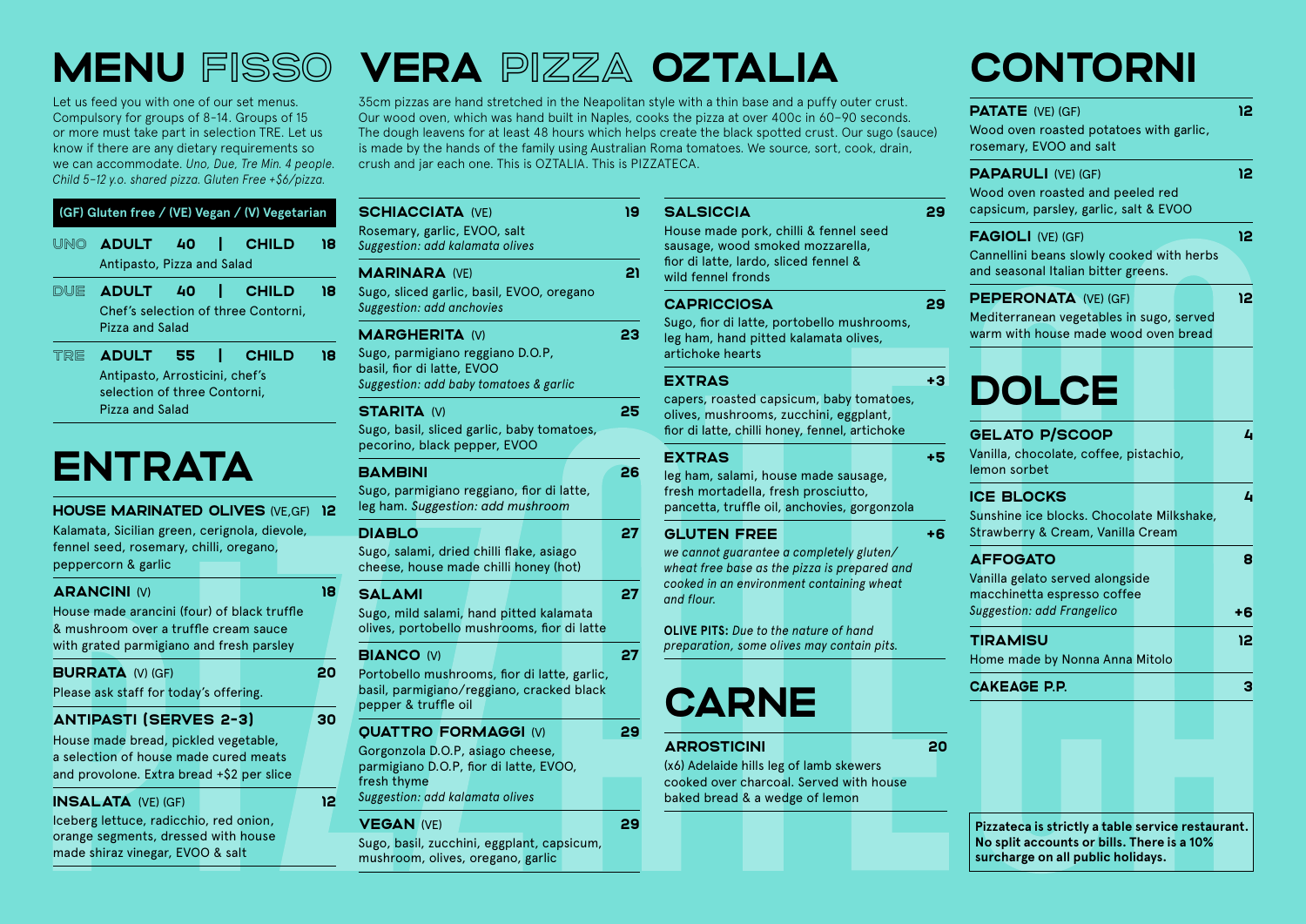# MENU FISSO

Let us feed you with one of our set menus. Compulsory for groups of 8–14. Groups of 15 or more must take part in selection TRE. Let us know if there are any dietary requirements so we can accommodate. *Uno, Due, Tre Min. 4 people. Child 5–12 y.o. shared pizza. Gluten Free +$6/pizza.*

**(GF) Gluten free / (VE) Vegan / (V) Vegetarian**

**UNO** — **ADULT 40 | CHILD 18**
Antipasto, Pizza and Salad

**DUE** — **ADULT 40 | CHILD 18**
Chef's selection of three Contorni, Pizza and Salad

**TRE** — **ADULT 55 | CHILD 18**
Antipasto, Arrosticini, chef's selection of three Contorni, Pizza and Salad

# ENTRATA

**HOUSE MARINATED OLIVES** (VE,GF) — **12**
Kalamata, Sicilian green, cerignola, dievole, fennel seed, rosemary, chilli, oregano, peppercorn & garlic

**ARANCINI** (V) — **18**
House made arancini (four) of black truffle & mushroom over a truffle cream sauce with grated parmigiano and fresh parsley

**BURRATA** (V) (GF) — **20**
Please ask staff for today's offering.

**ANTIPASTI (SERVES 2-3)** — **30**
House made bread, pickled vegetable, a selection of house made cured meats and provolone. Extra bread +$2 per slice

**INSALATA** (VE) (GF) — **12**
Iceberg lettuce, radicchio, red onion, orange segments, dressed with house made shiraz vinegar, EVOO & salt

# VERA PIZZA OZTALIA

35cm pizzas are hand stretched in the Neapolitan style with a thin base and a puffy outer crust. Our wood oven, which was hand built in Naples, cooks the pizza at over 400c in 60–90 seconds. The dough leavens for at least 48 hours which helps create the black spotted crust. Our sugo (sauce) is made by the hands of the family using Australian Roma tomatoes. We source, sort, cook, drain, crush and jar each one. This is OZTALIA. This is PIZZATECA.

**SCHIACCIATA** (VE) — **19**
Rosemary, garlic, EVOO, salt
*Suggestion: add kalamata olives*

**MARINARA** (VE) — **21**
Sugo, sliced garlic, basil, EVOO, oregano
*Suggestion: add anchovies*

**MARGHERITA** (V) — **23**
Sugo, parmigiano reggiano D.O.P, basil, fior di latte, EVOO
*Suggestion: add baby tomatoes & garlic*

**STARITA** (V) — **25**
Sugo, basil, sliced garlic, baby tomatoes, pecorino, black pepper, EVOO

**BAMBINI** — **26**
Sugo, parmigiano reggiano, fior di latte, leg ham. *Suggestion: add mushroom*

**DIABLO** — **27**
Sugo, salami, dried chilli flake, asiago cheese, house made chilli honey (hot)

**SALAMI** — **27**
Sugo, mild salami, hand pitted kalamata olives, portobello mushrooms, fior di latte

**BIANCO** (V) — **27**
Portobello mushrooms, fior di latte, garlic, basil, parmigiano/reggiano, cracked black pepper & truffle oil

**QUATTRO FORMAGGI** (V) — **29**
Gorgonzola D.O.P, asiago cheese, parmigiano D.O.P, fior di latte, EVOO, fresh thyme
*Suggestion: add kalamata olives*

**VEGAN** (VE) — **29**
Sugo, basil, zucchini, eggplant, capsicum, mushroom, olives, oregano, garlic

**SALSICCIA** — **29**
House made pork, chilli & fennel seed sausage, wood smoked mozzarella, fior di latte, lardo, sliced fennel & wild fennel fronds

**CAPRICCIOSA** — **29**
Sugo, fior di latte, portobello mushrooms, leg ham, hand pitted kalamata olives, artichoke hearts

**EXTRAS** — **+3**
capers, roasted capsicum, baby tomatoes, olives, mushrooms, zucchini, eggplant, fior di latte, chilli honey, fennel, artichoke

**EXTRAS** — **+5**
leg ham, salami, house made sausage, fresh mortadella, fresh prosciutto, pancetta, truffle oil, anchovies, gorgonzola

**GLUTEN FREE** — **+6**
*we cannot guarantee a completely gluten/wheat free base as the pizza is prepared and cooked in an environment containing wheat and flour.*

**OLIVE PITS:** *Due to the nature of hand preparation, some olives may contain pits.*

# CARNE

**ARROSTICINI** — **20**
(x6) Adelaide hills leg of lamb skewers cooked over charcoal. Served with house baked bread & a wedge of lemon

# CONTORNI

**PATATE** (VE) (GF) — **12**
Wood oven roasted potatoes with garlic, rosemary, EVOO and salt

**PAPARULI** (VE) (GF) — **12**
Wood oven roasted and peeled red capsicum, parsley, garlic, salt & EVOO

**FAGIOLI** (VE) (GF) — **12**
Cannellini beans slowly cooked with herbs and seasonal Italian bitter greens.

**PEPERONATA** (VE) (GF) — **12**
Mediterranean vegetables in sugo, served warm with house made wood oven bread

# DOLCE

**GELATO P/SCOOP** — **4**
Vanilla, chocolate, coffee, pistachio, lemon sorbet

**ICE BLOCKS** — **4**
Sunshine ice blocks. Chocolate Milkshake, Strawberry & Cream, Vanilla Cream

**AFFOGATO** — **8**
Vanilla gelato served alongside macchinetta espresso coffee
*Suggestion: add Frangelico* — **+6**

**TIRAMISU** — **12**
Home made by Nonna Anna Mitolo

**CAKEAGE P.P.** — **3**

**Pizzateca is strictly a table service restaurant. No split accounts or bills. There is a 10% surcharge on all public holidays.**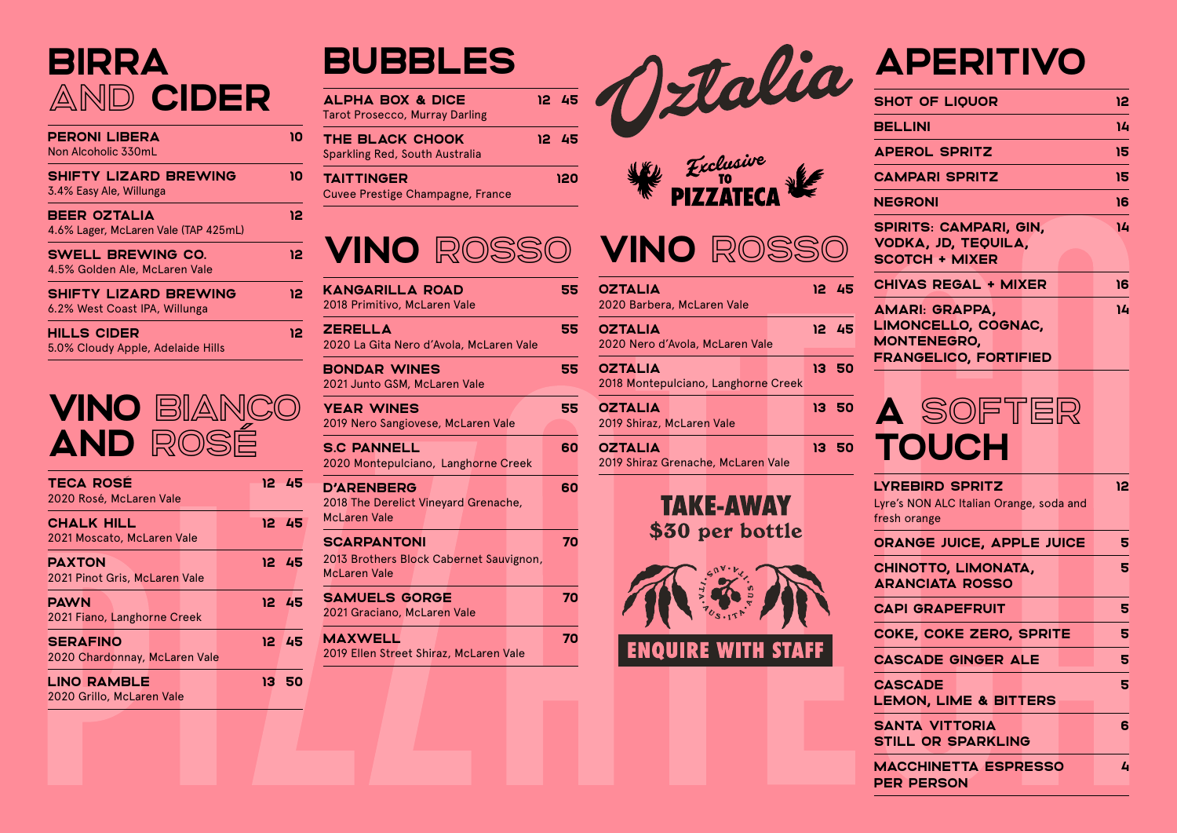# BIRRA AND CIDER

| | |
|---|---|
| **PERONI LIBERA**<br>Non Alcoholic 330mL | 10 |
| **SHIFTY LIZARD BREWING**<br>3.4% Easy Ale, Willunga | 10 |
| **BEER OZTALIA**<br>4.6% Lager, McLaren Vale (TAP 425mL) | 12 |
| **SWELL BREWING CO.**<br>4.5% Golden Ale, McLaren Vale | 12 |
| **SHIFTY LIZARD BREWING**<br>6.2% West Coast IPA, Willunga | 12 |
| **HILLS CIDER**<br>5.0% Cloudy Apple, Adelaide Hills | 12 |

# VINO BIANCO AND ROSÉ

| | | |
|---|---|---|
| **TECA ROSÉ**<br>2020 Rosé, McLaren Vale | 12 | 45 |
| **CHALK HILL**<br>2021 Moscato, McLaren Vale | 12 | 45 |
| **PAXTON**<br>2021 Pinot Gris, McLaren Vale | 12 | 45 |
| **PAWN**<br>2021 Fiano, Langhorne Creek | 12 | 45 |
| **SERAFINO**<br>2020 Chardonnay, McLaren Vale | 12 | 45 |
| **LINO RAMBLE**<br>2020 Grillo, McLaren Vale | 13 | 50 |

# BUBBLES

| | | |
|---|---|---|
| **ALPHA BOX & DICE**<br>Tarot Prosecco, Murray Darling | 12 | 45 |
| **THE BLACK CHOOK**<br>Sparkling Red, South Australia | 12 | 45 |
| **TAITTINGER**<br>Cuvee Prestige Champagne, France | | 120 |

# VINO ROSSO

| | |
|---|---|
| **KANGARILLA ROAD**<br>2018 Primitivo, McLaren Vale | 55 |
| **ZERELLA**<br>2020 La Gita Nero d'Avola, McLaren Vale | 55 |
| **BONDAR WINES**<br>2021 Junto GSM, McLaren Vale | 55 |
| **YEAR WINES**<br>2019 Nero Sangiovese, McLaren Vale | 55 |
| **S.C PANNELL**<br>2020 Montepulciano, Langhorne Creek | 60 |
| **D'ARENBERG**<br>2018 The Derelict Vineyard Grenache, McLaren Vale | 60 |
| **SCARPANTONI**<br>2013 Brothers Block Cabernet Sauvignon, McLaren Vale | 70 |
| **SAMUELS GORGE**<br>2021 Graciano, McLaren Vale | 70 |
| **MAXWELL**<br>2019 Ellen Street Shiraz, McLaren Vale | 70 |

# Oztalia

Exclusive to PIZZATECA

# VINO ROSSO

| | | |
|---|---|---|
| **OZTALIA**<br>2020 Barbera, McLaren Vale | 12 | 45 |
| **OZTALIA**<br>2020 Nero d'Avola, McLaren Vale | 12 | 45 |
| **OZTALIA**<br>2018 Montepulciano, Langhorne Creek | 13 | 50 |
| **OZTALIA**<br>2019 Shiraz, McLaren Vale | 13 | 50 |
| **OZTALIA**<br>2019 Shiraz Grenache, McLaren Vale | 13 | 50 |

**TAKE-AWAY**
**$30 per bottle**

ITA • AUS • ITA • AUS

**ENQUIRE WITH STAFF**

# APERITIVO

| | |
|---|---|
| **SHOT OF LIQUOR** | 12 |
| **BELLINI** | 14 |
| **APEROL SPRITZ** | 15 |
| **CAMPARI SPRITZ** | 15 |
| **NEGRONI** | 16 |
| **SPIRITS: CAMPARI, GIN, VODKA, JD, TEQUILA, SCOTCH + MIXER** | 14 |
| **CHIVAS REGAL + MIXER** | 16 |
| **AMARI: GRAPPA, LIMONCELLO, COGNAC, MONTENEGRO, FRANGELICO, FORTIFIED** | 14 |

# A SOFTER TOUCH

| | |
|---|---|
| **LYREBIRD SPRITZ**<br>Lyre's NON ALC Italian Orange, soda and fresh orange | 12 |
| **ORANGE JUICE, APPLE JUICE** | 5 |
| **CHINOTTO, LIMONATA, ARANCIATA ROSSO** | 5 |
| **CAPI GRAPEFRUIT** | 5 |
| **COKE, COKE ZERO, SPRITE** | 5 |
| **CASCADE GINGER ALE** | 5 |
| **CASCADE LEMON, LIME & BITTERS** | 5 |
| **SANTA VITTORIA STILL OR SPARKLING** | 6 |
| **MACCHINETTA ESPRESSO PER PERSON** | 4 |